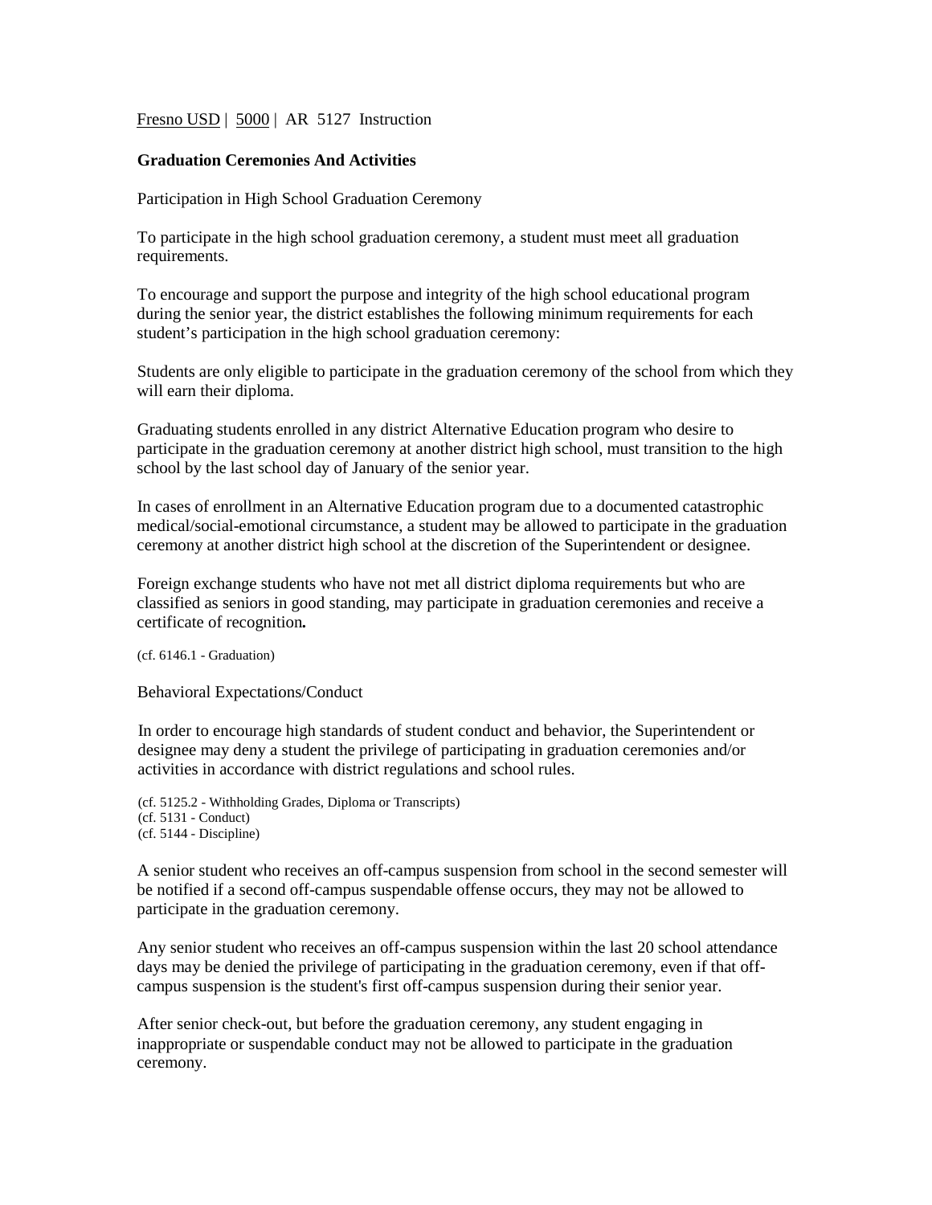Fresno USD | 5000 | AR 5127 Instruction

## Graduation Ceremonies And Activities

### Participation in High School Graduation Ceremony

To participate in the high school graduation ceremony, a student must meet all graduation requirements.

To encourage and support the purpose and integrity of the high school educational program during the senior year, the district establishes the following minimum requirements for each student's participation in the high school graduation ceremony:

Students are only eligible to participate in the graduation ceremony of the school from which they will earn their diploma.

Graduating students enrolled in any district Alternative Education program who desire to participate in the graduation ceremony at another district high school, must transition to the high school by the last school day of January of the senior year.

In cases of enrollment in an Alternative Education program due to a documented catastrophic medical/social-emotional circumstance, a student may be allowed to participate in the graduation ceremony at another district high school at the discretion of the Superintendent or designee.

Foreign exchange students who have not met all district diploma requirements but who are classified as seniors in good standing, may participate in graduation ceremonies and receive a certificate of recognition**.**

(cf. 6146.1 - Graduation)

### Behavioral Expectations/Conduct

In order to encourage high standards of student conduct and behavior, the Superintendent or designee may deny a student the privilege of participating in graduation ceremonies and/or activities in accordance with district regulations and school rules.

(cf. 5125.2 - Withholding Grades, Diploma or Transcripts)
(cf. 5131 - Conduct)
(cf. 5144 - Discipline)

A senior student who receives an off-campus suspension from school in the second semester will be notified if a second off-campus suspendable offense occurs, they may not be allowed to participate in the graduation ceremony.

Any senior student who receives an off-campus suspension within the last 20 school attendance days may be denied the privilege of participating in the graduation ceremony, even if that off-campus suspension is the student's first off-campus suspension during their senior year.

After senior check-out, but before the graduation ceremony, any student engaging in inappropriate or suspendable conduct may not be allowed to participate in the graduation ceremony.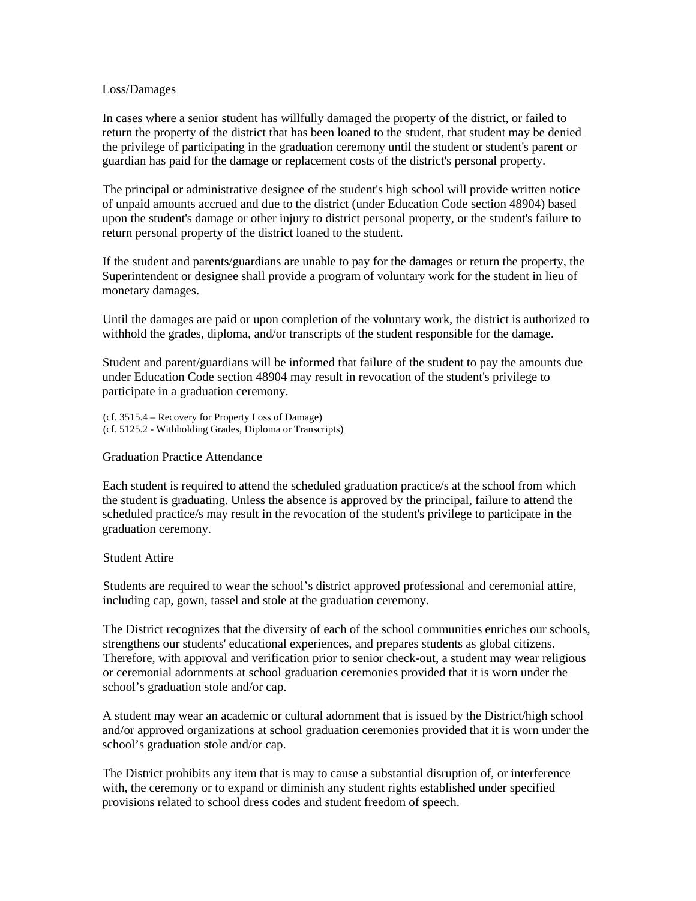Loss/Damages

In cases where a senior student has willfully damaged the property of the district, or failed to return the property of the district that has been loaned to the student, that student may be denied the privilege of participating in the graduation ceremony until the student or student's parent or guardian has paid for the damage or replacement costs of the district's personal property.

The principal or administrative designee of the student's high school will provide written notice of unpaid amounts accrued and due to the district (under Education Code section 48904) based upon the student's damage or other injury to district personal property, or the student's failure to return personal property of the district loaned to the student.

If the student and parents/guardians are unable to pay for the damages or return the property, the Superintendent or designee shall provide a program of voluntary work for the student in lieu of monetary damages.

Until the damages are paid or upon completion of the voluntary work, the district is authorized to withhold the grades, diploma, and/or transcripts of the student responsible for the damage.

Student and parent/guardians will be informed that failure of the student to pay the amounts due under Education Code section 48904 may result in revocation of the student's privilege to participate in a graduation ceremony.

(cf. 3515.4 – Recovery for Property Loss of Damage)
(cf. 5125.2 - Withholding Grades, Diploma or Transcripts)

Graduation Practice Attendance

Each student is required to attend the scheduled graduation practice/s at the school from which the student is graduating. Unless the absence is approved by the principal, failure to attend the scheduled practice/s may result in the revocation of the student's privilege to participate in the graduation ceremony.

Student Attire

Students are required to wear the school's district approved professional and ceremonial attire, including cap, gown, tassel and stole at the graduation ceremony.

The District recognizes that the diversity of each of the school communities enriches our schools, strengthens our students' educational experiences, and prepares students as global citizens. Therefore, with approval and verification prior to senior check-out, a student may wear religious or ceremonial adornments at school graduation ceremonies provided that it is worn under the school's graduation stole and/or cap.

A student may wear an academic or cultural adornment that is issued by the District/high school and/or approved organizations at school graduation ceremonies provided that it is worn under the school's graduation stole and/or cap.

The District prohibits any item that is may to cause a substantial disruption of, or interference with, the ceremony or to expand or diminish any student rights established under specified provisions related to school dress codes and student freedom of speech.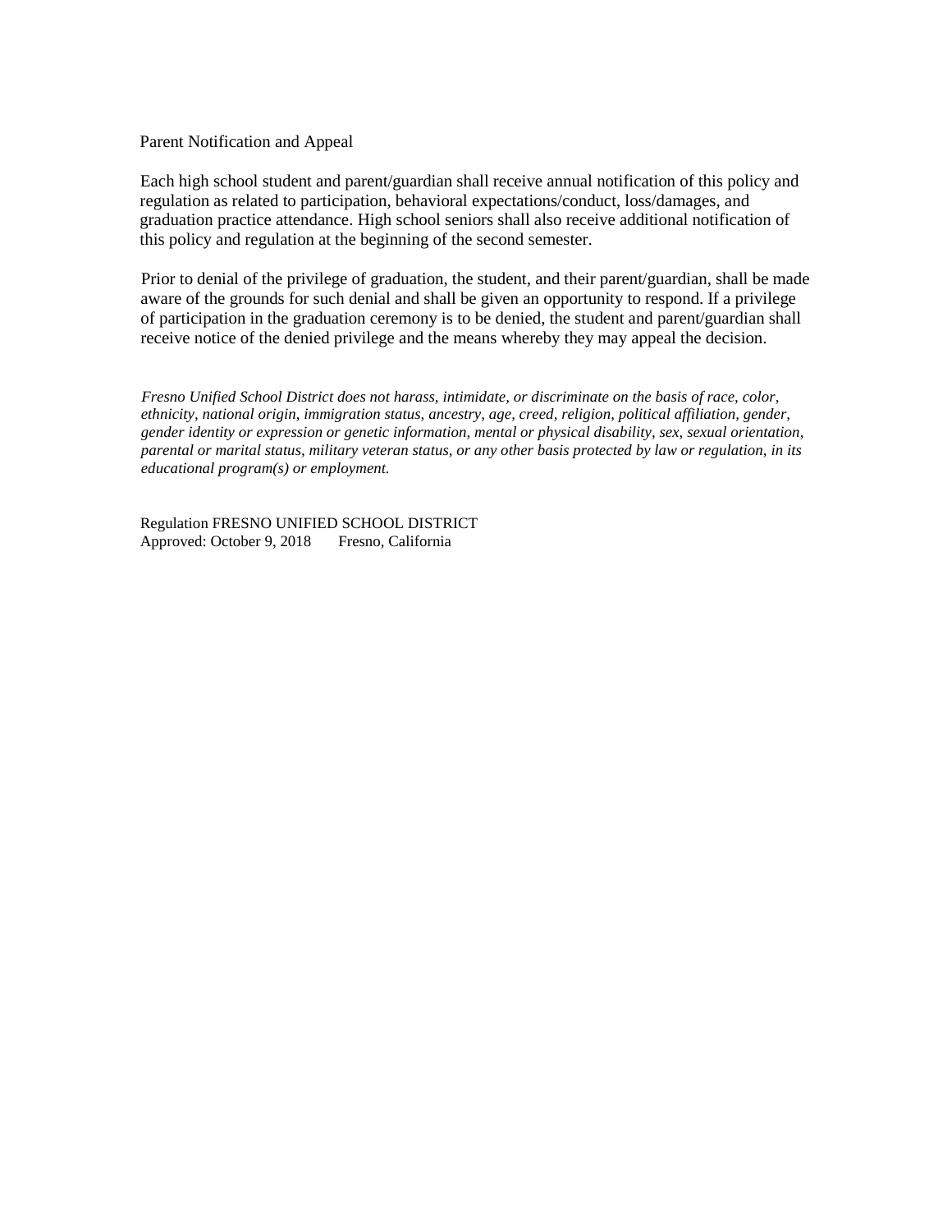## Parent Notification and Appeal

Each high school student and parent/guardian shall receive annual notification of this policy and regulation as related to participation, behavioral expectations/conduct, loss/damages, and graduation practice attendance. High school seniors shall also receive additional notification of this policy and regulation at the beginning of the second semester.

Prior to denial of the privilege of graduation, the student, and their parent/guardian, shall be made aware of the grounds for such denial and shall be given an opportunity to respond. If a privilege of participation in the graduation ceremony is to be denied, the student and parent/guardian shall receive notice of the denied privilege and the means whereby they may appeal the decision.

*Fresno Unified School District does not harass, intimidate, or discriminate on the basis of race, color, ethnicity, national origin, immigration status, ancestry, age, creed, religion, political affiliation, gender, gender identity or expression or genetic information, mental or physical disability, sex, sexual orientation, parental or marital status, military veteran status, or any other basis protected by law or regulation, in its educational program(s) or employment.*

Regulation FRESNO UNIFIED SCHOOL DISTRICT
Approved: October 9, 2018 Fresno, California